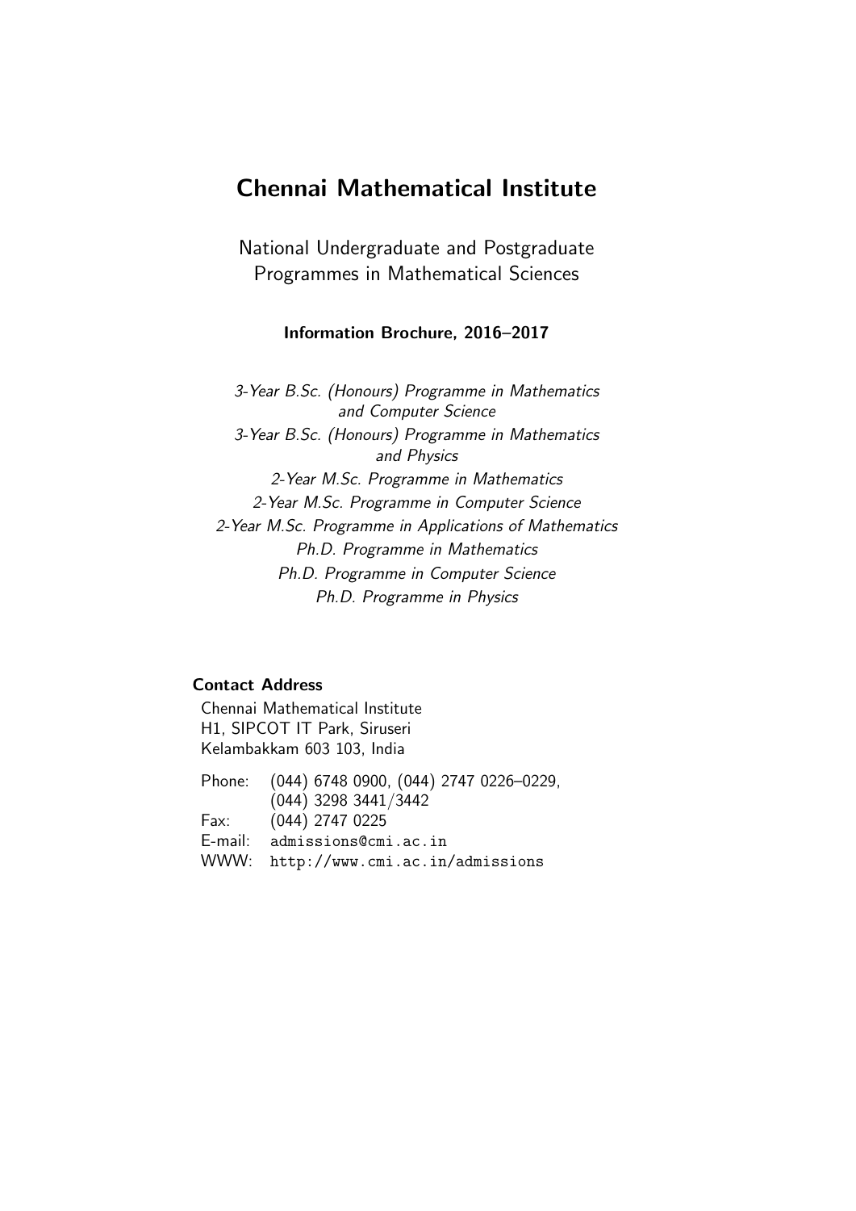# Chennai Mathematical Institute

National Undergraduate and Postgraduate Programmes in Mathematical Sciences

**Information Brochure, 2016–2017**

*3-Year B.Sc. (Honours) Programme in Mathematics and Computer Science*
*3-Year B.Sc. (Honours) Programme in Mathematics and Physics*
*2-Year M.Sc. Programme in Mathematics*
*2-Year M.Sc. Programme in Computer Science*
*2-Year M.Sc. Programme in Applications of Mathematics*
*Ph.D. Programme in Mathematics*
*Ph.D. Programme in Computer Science*
*Ph.D. Programme in Physics*

**Contact Address**

Chennai Mathematical Institute
H1, SIPCOT IT Park, Siruseri
Kelambakkam 603 103, India

| | |
|---|---|
| Phone: | (044) 6748 0900, (044) 2747 0226–0229, (044) 3298 3441/3442 |
| Fax: | (044) 2747 0225 |
| E-mail: | `admissions@cmi.ac.in` |
| WWW: | `http://www.cmi.ac.in/admissions` |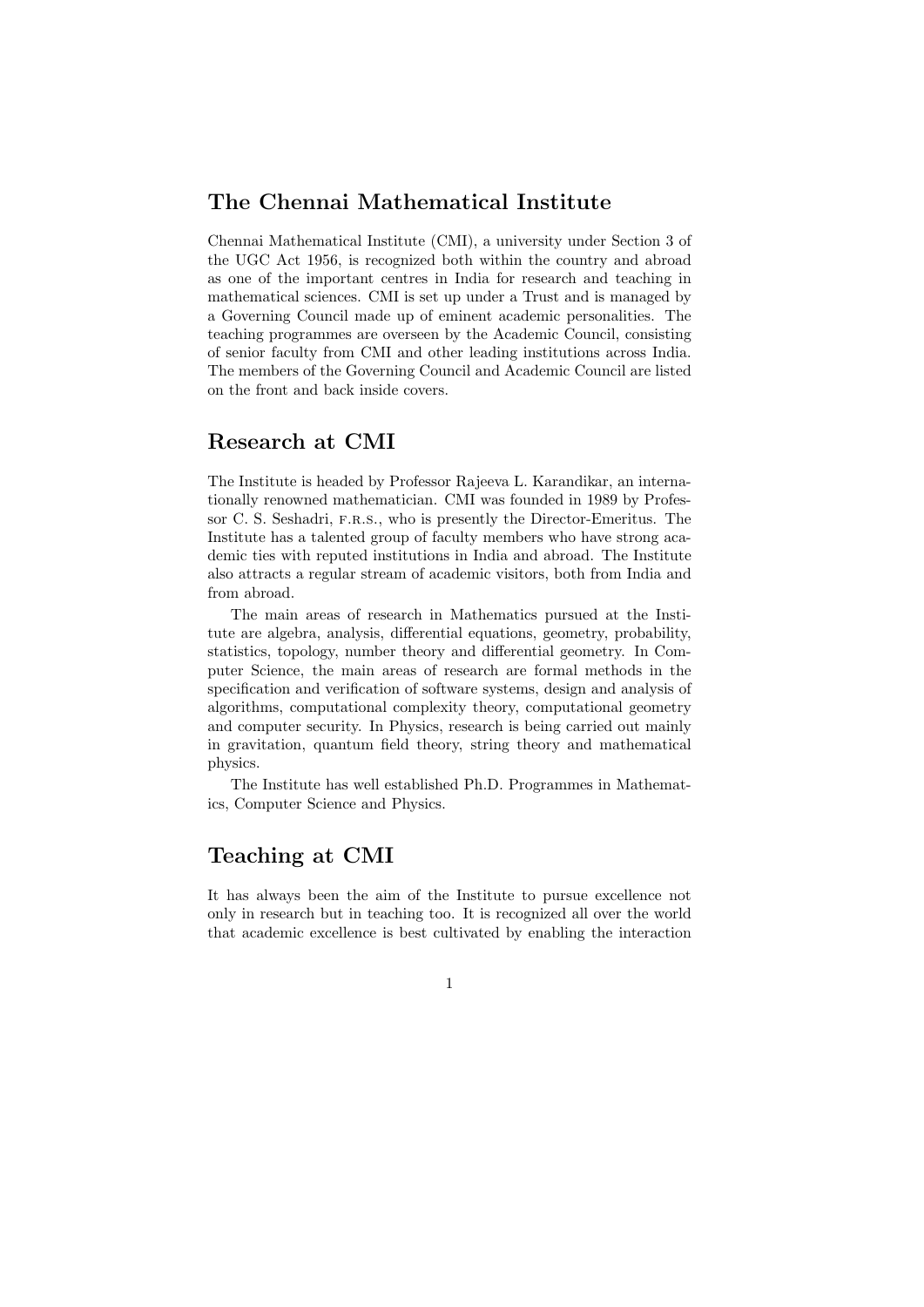## The Chennai Mathematical Institute

Chennai Mathematical Institute (CMI), a university under Section 3 of the UGC Act 1956, is recognized both within the country and abroad as one of the important centres in India for research and teaching in mathematical sciences. CMI is set up under a Trust and is managed by a Governing Council made up of eminent academic personalities. The teaching programmes are overseen by the Academic Council, consisting of senior faculty from CMI and other leading institutions across India. The members of the Governing Council and Academic Council are listed on the front and back inside covers.

## Research at CMI

The Institute is headed by Professor Rajeeva L. Karandikar, an internationally renowned mathematician. CMI was founded in 1989 by Professor C. S. Seshadri, F.R.S., who is presently the Director-Emeritus. The Institute has a talented group of faculty members who have strong academic ties with reputed institutions in India and abroad. The Institute also attracts a regular stream of academic visitors, both from India and from abroad.

The main areas of research in Mathematics pursued at the Institute are algebra, analysis, differential equations, geometry, probability, statistics, topology, number theory and differential geometry. In Computer Science, the main areas of research are formal methods in the specification and verification of software systems, design and analysis of algorithms, computational complexity theory, computational geometry and computer security. In Physics, research is being carried out mainly in gravitation, quantum field theory, string theory and mathematical physics.

The Institute has well established Ph.D. Programmes in Mathematics, Computer Science and Physics.

## Teaching at CMI

It has always been the aim of the Institute to pursue excellence not only in research but in teaching too. It is recognized all over the world that academic excellence is best cultivated by enabling the interaction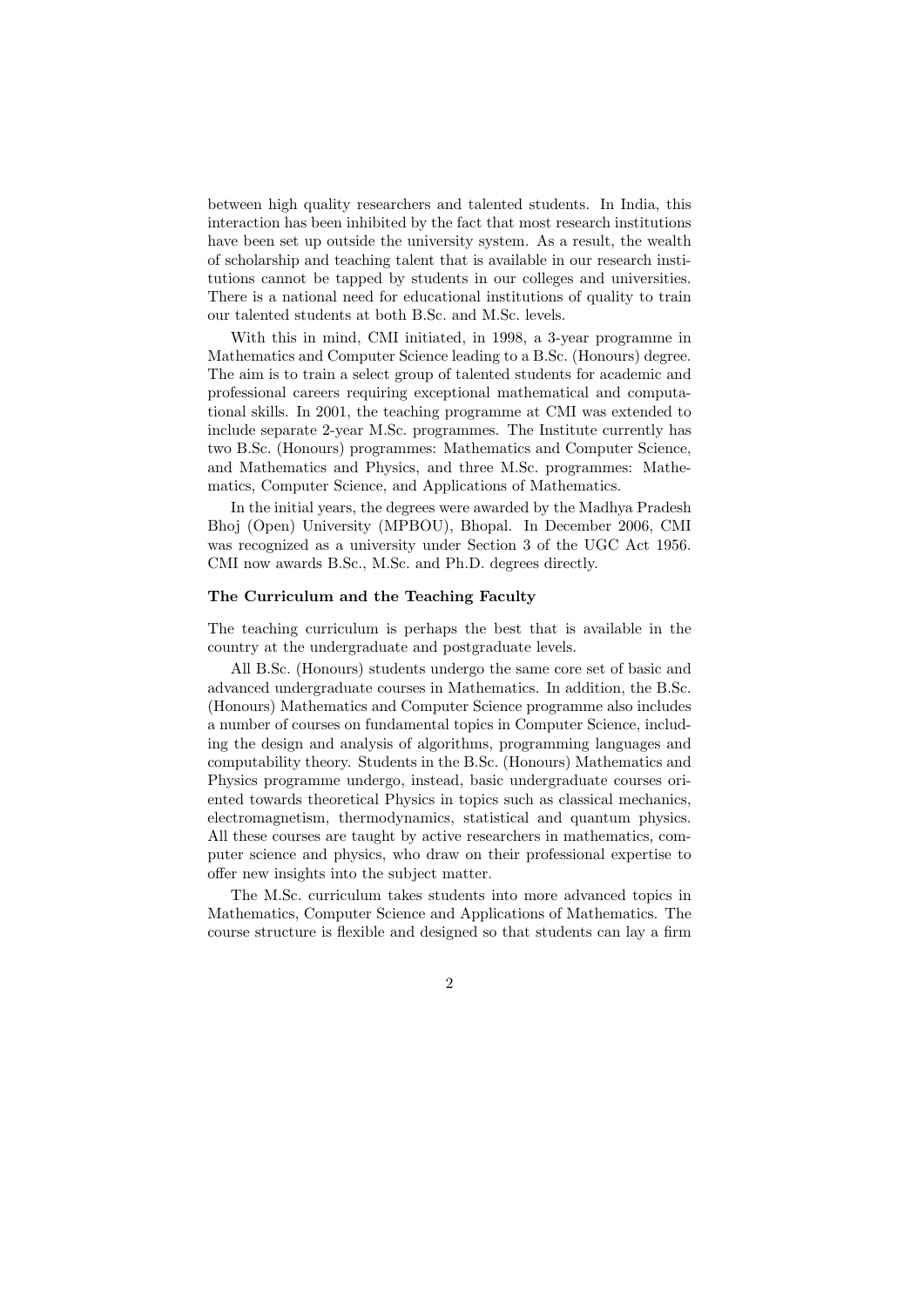between high quality researchers and talented students. In India, this interaction has been inhibited by the fact that most research institutions have been set up outside the university system. As a result, the wealth of scholarship and teaching talent that is available in our research institutions cannot be tapped by students in our colleges and universities. There is a national need for educational institutions of quality to train our talented students at both B.Sc. and M.Sc. levels.

With this in mind, CMI initiated, in 1998, a 3-year programme in Mathematics and Computer Science leading to a B.Sc. (Honours) degree. The aim is to train a select group of talented students for academic and professional careers requiring exceptional mathematical and computational skills. In 2001, the teaching programme at CMI was extended to include separate 2-year M.Sc. programmes. The Institute currently has two B.Sc. (Honours) programmes: Mathematics and Computer Science, and Mathematics and Physics, and three M.Sc. programmes: Mathematics, Computer Science, and Applications of Mathematics.

In the initial years, the degrees were awarded by the Madhya Pradesh Bhoj (Open) University (MPBOU), Bhopal. In December 2006, CMI was recognized as a university under Section 3 of the UGC Act 1956. CMI now awards B.Sc., M.Sc. and Ph.D. degrees directly.

### The Curriculum and the Teaching Faculty

The teaching curriculum is perhaps the best that is available in the country at the undergraduate and postgraduate levels.

All B.Sc. (Honours) students undergo the same core set of basic and advanced undergraduate courses in Mathematics. In addition, the B.Sc. (Honours) Mathematics and Computer Science programme also includes a number of courses on fundamental topics in Computer Science, including the design and analysis of algorithms, programming languages and computability theory. Students in the B.Sc. (Honours) Mathematics and Physics programme undergo, instead, basic undergraduate courses oriented towards theoretical Physics in topics such as classical mechanics, electromagnetism, thermodynamics, statistical and quantum physics. All these courses are taught by active researchers in mathematics, computer science and physics, who draw on their professional expertise to offer new insights into the subject matter.

The M.Sc. curriculum takes students into more advanced topics in Mathematics, Computer Science and Applications of Mathematics. The course structure is flexible and designed so that students can lay a firm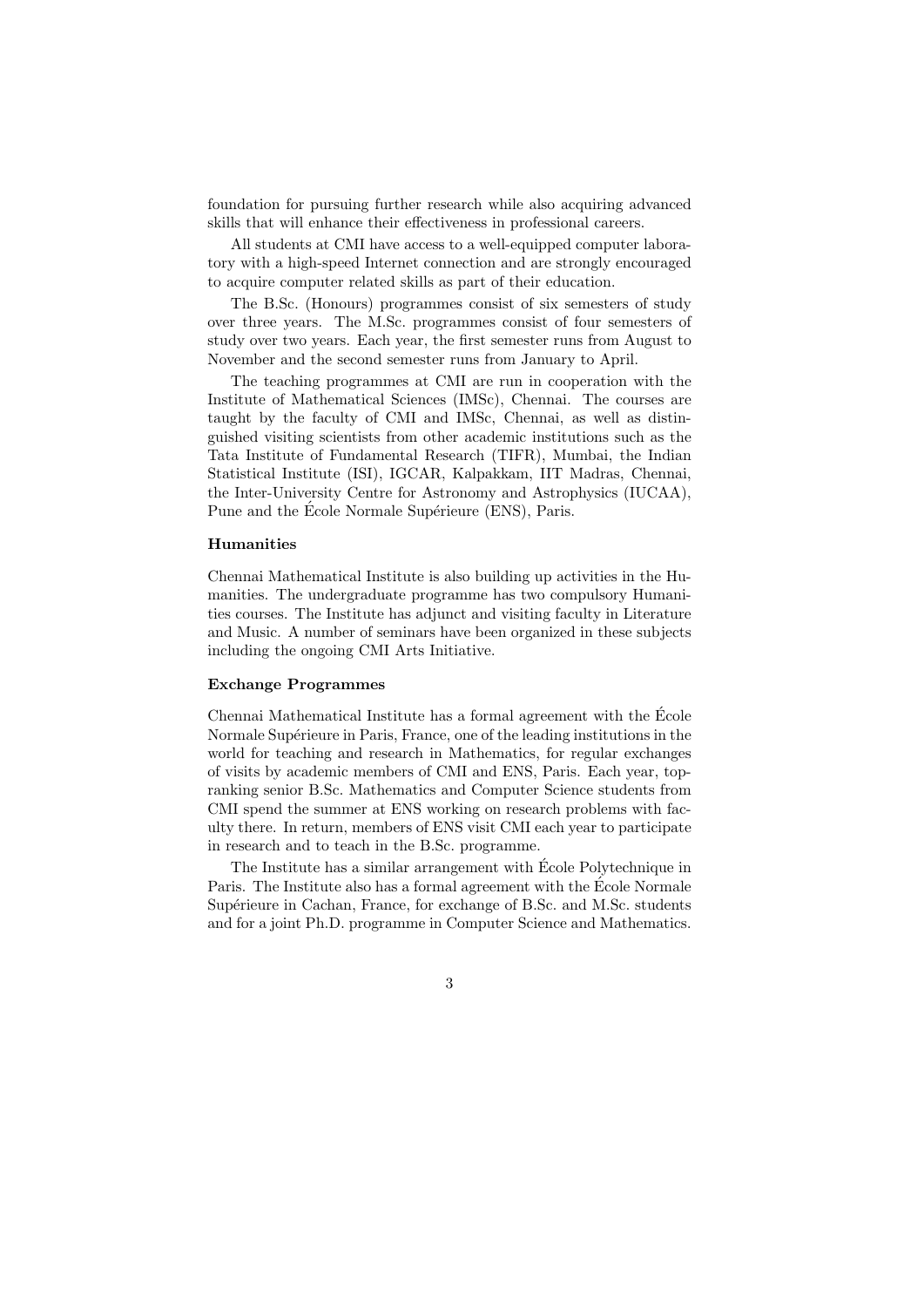foundation for pursuing further research while also acquiring advanced skills that will enhance their effectiveness in professional careers.

All students at CMI have access to a well-equipped computer laboratory with a high-speed Internet connection and are strongly encouraged to acquire computer related skills as part of their education.

The B.Sc. (Honours) programmes consist of six semesters of study over three years. The M.Sc. programmes consist of four semesters of study over two years. Each year, the first semester runs from August to November and the second semester runs from January to April.

The teaching programmes at CMI are run in cooperation with the Institute of Mathematical Sciences (IMSc), Chennai. The courses are taught by the faculty of CMI and IMSc, Chennai, as well as distinguished visiting scientists from other academic institutions such as the Tata Institute of Fundamental Research (TIFR), Mumbai, the Indian Statistical Institute (ISI), IGCAR, Kalpakkam, IIT Madras, Chennai, the Inter-University Centre for Astronomy and Astrophysics (IUCAA), Pune and the École Normale Supérieure (ENS), Paris.

### Humanities

Chennai Mathematical Institute is also building up activities in the Humanities. The undergraduate programme has two compulsory Humanities courses. The Institute has adjunct and visiting faculty in Literature and Music. A number of seminars have been organized in these subjects including the ongoing CMI Arts Initiative.

### Exchange Programmes

Chennai Mathematical Institute has a formal agreement with the École Normale Supérieure in Paris, France, one of the leading institutions in the world for teaching and research in Mathematics, for regular exchanges of visits by academic members of CMI and ENS, Paris. Each year, top-ranking senior B.Sc. Mathematics and Computer Science students from CMI spend the summer at ENS working on research problems with faculty there. In return, members of ENS visit CMI each year to participate in research and to teach in the B.Sc. programme.

The Institute has a similar arrangement with École Polytechnique in Paris. The Institute also has a formal agreement with the École Normale Supérieure in Cachan, France, for exchange of B.Sc. and M.Sc. students and for a joint Ph.D. programme in Computer Science and Mathematics.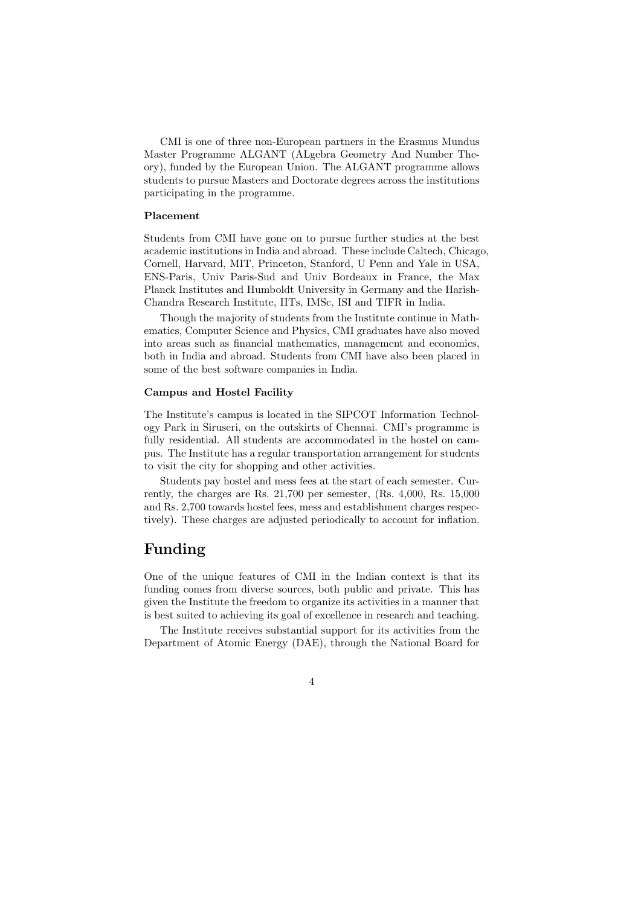CMI is one of three non-European partners in the Erasmus Mundus Master Programme ALGANT (ALgebra Geometry And Number Theory), funded by the European Union. The ALGANT programme allows students to pursue Masters and Doctorate degrees across the institutions participating in the programme.

### Placement

Students from CMI have gone on to pursue further studies at the best academic institutions in India and abroad. These include Caltech, Chicago, Cornell, Harvard, MIT, Princeton, Stanford, U Penn and Yale in USA, ENS-Paris, Univ Paris-Sud and Univ Bordeaux in France, the Max Planck Institutes and Humboldt University in Germany and the Harish-Chandra Research Institute, IITs, IMSc, ISI and TIFR in India.

Though the majority of students from the Institute continue in Mathematics, Computer Science and Physics, CMI graduates have also moved into areas such as financial mathematics, management and economics, both in India and abroad. Students from CMI have also been placed in some of the best software companies in India.

### Campus and Hostel Facility

The Institute's campus is located in the SIPCOT Information Technology Park in Siruseri, on the outskirts of Chennai. CMI's programme is fully residential. All students are accommodated in the hostel on campus. The Institute has a regular transportation arrangement for students to visit the city for shopping and other activities.

Students pay hostel and mess fees at the start of each semester. Currently, the charges are Rs. 21,700 per semester, (Rs. 4,000, Rs. 15,000 and Rs. 2,700 towards hostel fees, mess and establishment charges respectively). These charges are adjusted periodically to account for inflation.

## Funding

One of the unique features of CMI in the Indian context is that its funding comes from diverse sources, both public and private. This has given the Institute the freedom to organize its activities in a manner that is best suited to achieving its goal of excellence in research and teaching.

The Institute receives substantial support for its activities from the Department of Atomic Energy (DAE), through the National Board for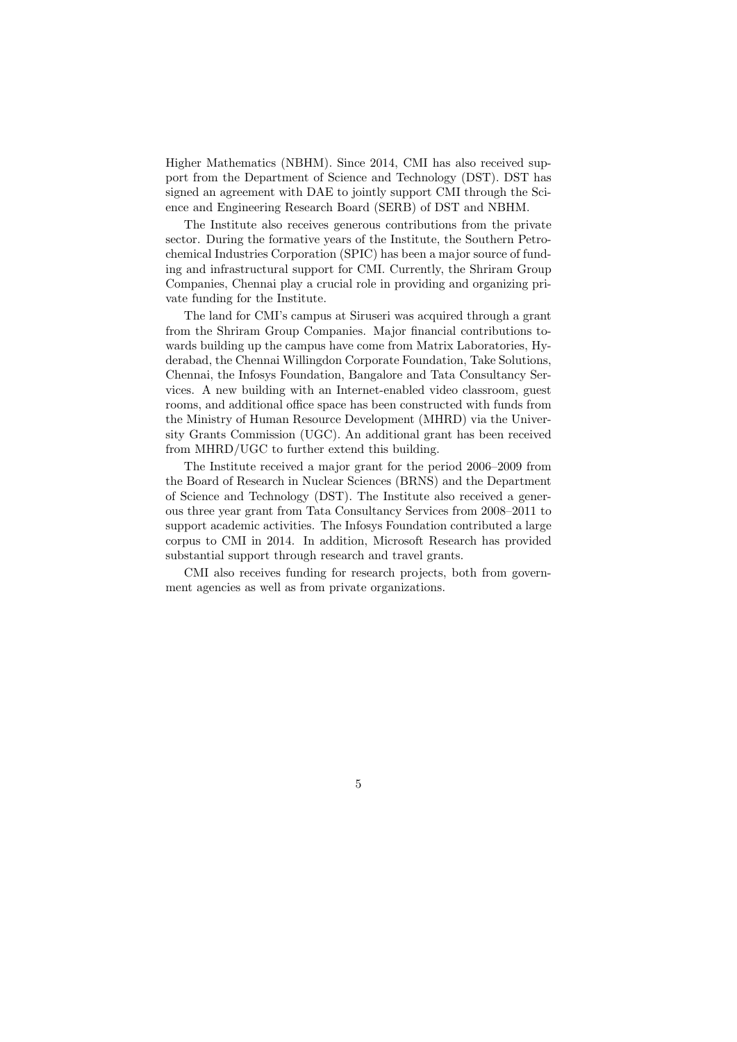Higher Mathematics (NBHM). Since 2014, CMI has also received support from the Department of Science and Technology (DST). DST has signed an agreement with DAE to jointly support CMI through the Science and Engineering Research Board (SERB) of DST and NBHM.

The Institute also receives generous contributions from the private sector. During the formative years of the Institute, the Southern Petrochemical Industries Corporation (SPIC) has been a major source of funding and infrastructural support for CMI. Currently, the Shriram Group Companies, Chennai play a crucial role in providing and organizing private funding for the Institute.

The land for CMI's campus at Siruseri was acquired through a grant from the Shriram Group Companies. Major financial contributions towards building up the campus have come from Matrix Laboratories, Hyderabad, the Chennai Willingdon Corporate Foundation, Take Solutions, Chennai, the Infosys Foundation, Bangalore and Tata Consultancy Services. A new building with an Internet-enabled video classroom, guest rooms, and additional office space has been constructed with funds from the Ministry of Human Resource Development (MHRD) via the University Grants Commission (UGC). An additional grant has been received from MHRD/UGC to further extend this building.

The Institute received a major grant for the period 2006–2009 from the Board of Research in Nuclear Sciences (BRNS) and the Department of Science and Technology (DST). The Institute also received a generous three year grant from Tata Consultancy Services from 2008–2011 to support academic activities. The Infosys Foundation contributed a large corpus to CMI in 2014. In addition, Microsoft Research has provided substantial support through research and travel grants.

CMI also receives funding for research projects, both from government agencies as well as from private organizations.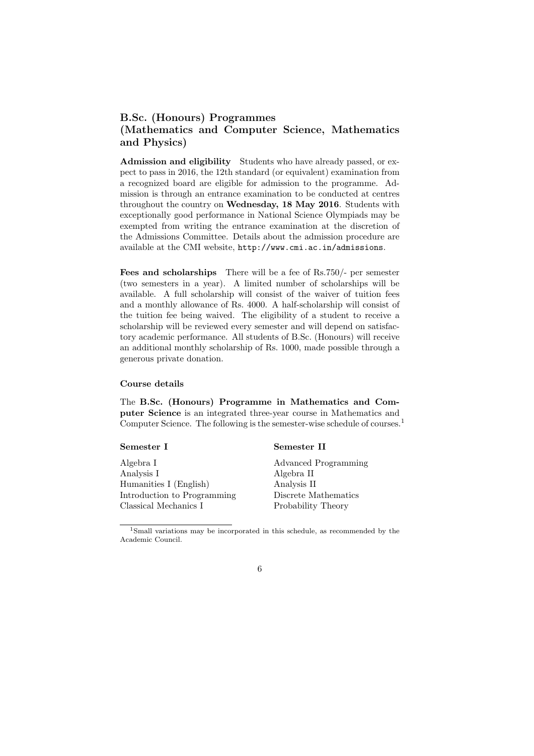## B.Sc. (Honours) Programmes (Mathematics and Computer Science, Mathematics and Physics)

**Admission and eligibility** Students who have already passed, or expect to pass in 2016, the 12th standard (or equivalent) examination from a recognized board are eligible for admission to the programme. Admission is through an entrance examination to be conducted at centres throughout the country on **Wednesday, 18 May 2016**. Students with exceptionally good performance in National Science Olympiads may be exempted from writing the entrance examination at the discretion of the Admissions Committee. Details about the admission procedure are available at the CMI website, `http://www.cmi.ac.in/admissions`.

**Fees and scholarships** There will be a fee of Rs.750/- per semester (two semesters in a year). A limited number of scholarships will be available. A full scholarship will consist of the waiver of tuition fees and a monthly allowance of Rs. 4000. A half-scholarship will consist of the tuition fee being waived. The eligibility of a student to receive a scholarship will be reviewed every semester and will depend on satisfactory academic performance. All students of B.Sc. (Honours) will receive an additional monthly scholarship of Rs. 1000, made possible through a generous private donation.

### Course details

The **B.Sc. (Honours) Programme in Mathematics and Computer Science** is an integrated three-year course in Mathematics and Computer Science. The following is the semester-wise schedule of courses.[1]

| Semester I | Semester II |
|---|---|
| Algebra I | Advanced Programming |
| Analysis I | Algebra II |
| Humanities I (English) | Analysis II |
| Introduction to Programming | Discrete Mathematics |
| Classical Mechanics I | Probability Theory |

[1] Small variations may be incorporated in this schedule, as recommended by the Academic Council.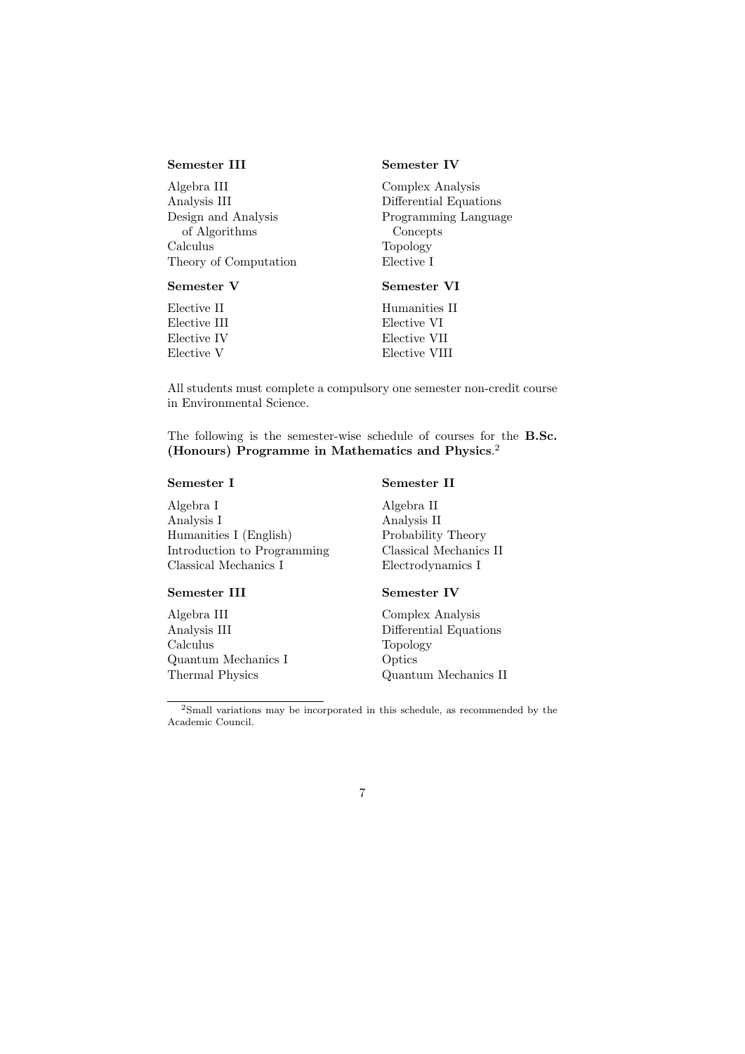**Semester III**

Algebra III
Analysis III
Design and Analysis of Algorithms
Calculus
Theory of Computation

**Semester IV**

Complex Analysis
Differential Equations
Programming Language Concepts
Topology
Elective I

**Semester V**

Elective II
Elective III
Elective IV
Elective V

**Semester VI**

Humanities II
Elective VI
Elective VII
Elective VIII

All students must complete a compulsory one semester non-credit course in Environmental Science.

The following is the semester-wise schedule of courses for the **B.Sc. (Honours) Programme in Mathematics and Physics**.[2]

**Semester I**

Algebra I
Analysis I
Humanities I (English)
Introduction to Programming
Classical Mechanics I

**Semester II**

Algebra II
Analysis II
Probability Theory
Classical Mechanics II
Electrodynamics I

**Semester III**

Algebra III
Analysis III
Calculus
Quantum Mechanics I
Thermal Physics

**Semester IV**

Complex Analysis
Differential Equations
Topology
Optics
Quantum Mechanics II

---

[2] Small variations may be incorporated in this schedule, as recommended by the Academic Council.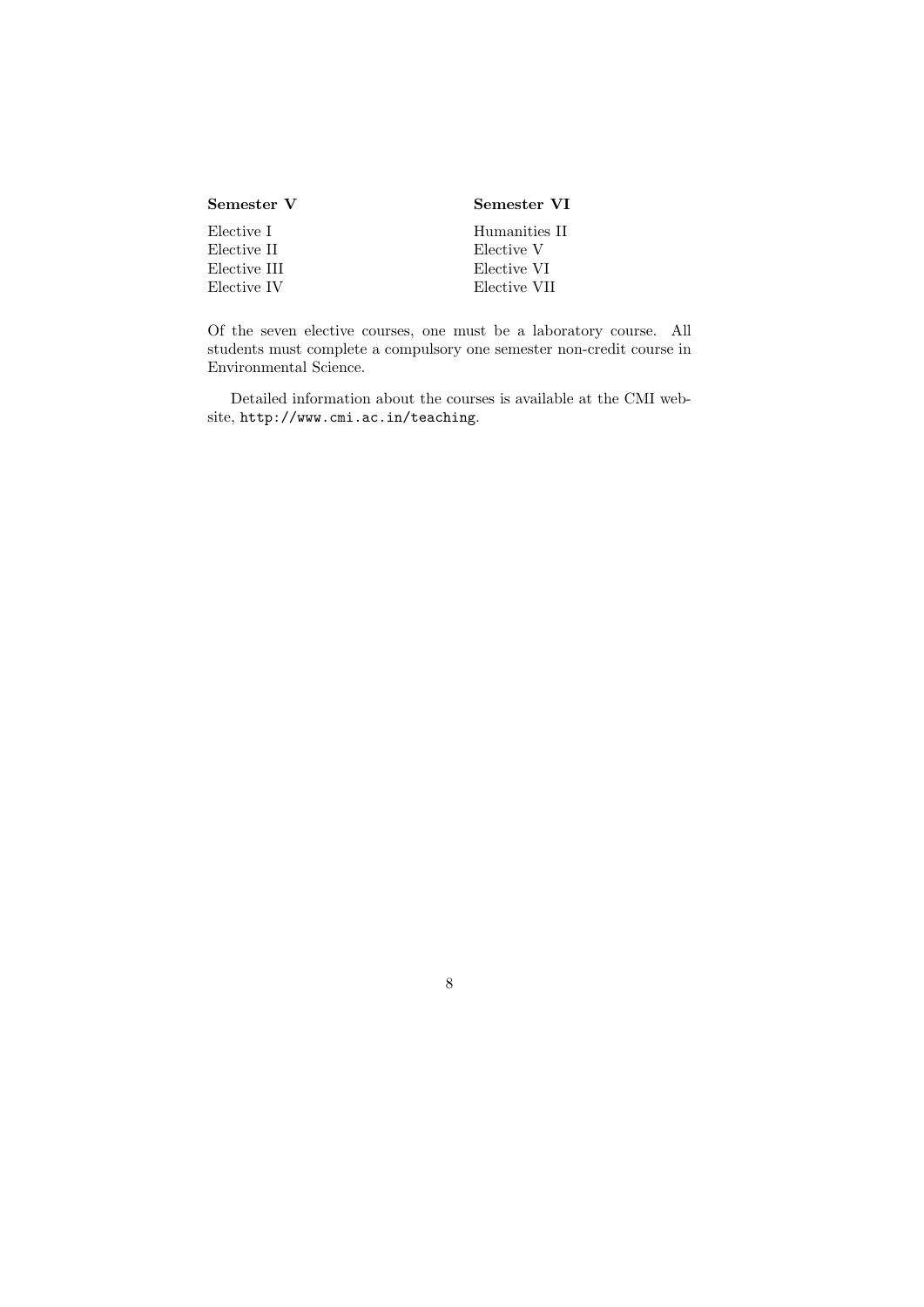| **Semester V** | **Semester VI** |
|---|---|
| Elective I | Humanities II |
| Elective II | Elective V |
| Elective III | Elective VI |
| Elective IV | Elective VII |

Of the seven elective courses, one must be a laboratory course. All students must complete a compulsory one semester non-credit course in Environmental Science.

Detailed information about the courses is available at the CMI website, `http://www.cmi.ac.in/teaching`.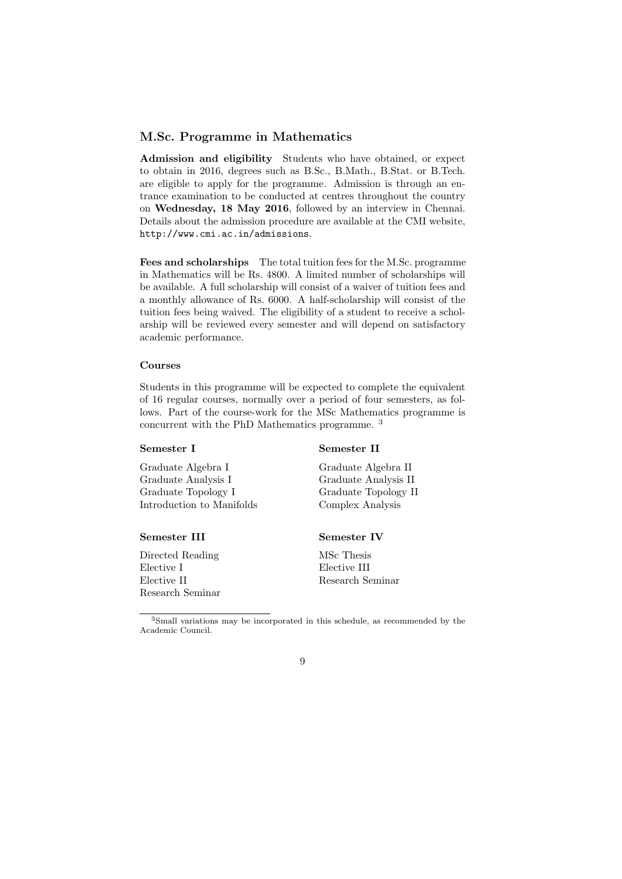## M.Sc. Programme in Mathematics

**Admission and eligibility** Students who have obtained, or expect to obtain in 2016, degrees such as B.Sc., B.Math., B.Stat. or B.Tech. are eligible to apply for the programme. Admission is through an entrance examination to be conducted at centres throughout the country on **Wednesday, 18 May 2016**, followed by an interview in Chennai. Details about the admission procedure are available at the CMI website, `http://www.cmi.ac.in/admissions`.

**Fees and scholarships** The total tuition fees for the M.Sc. programme in Mathematics will be Rs. 4800. A limited number of scholarships will be available. A full scholarship will consist of a waiver of tuition fees and a monthly allowance of Rs. 6000. A half-scholarship will consist of the tuition fees being waived. The eligibility of a student to receive a scholarship will be reviewed every semester and will depend on satisfactory academic performance.

### Courses

Students in this programme will be expected to complete the equivalent of 16 regular courses, normally over a period of four semesters, as follows. Part of the course-work for the MSc Mathematics programme is concurrent with the PhD Mathematics programme. [3]

**Semester I**

Graduate Algebra I
Graduate Analysis I
Graduate Topology I
Introduction to Manifolds

**Semester II**

Graduate Algebra II
Graduate Analysis II
Graduate Topology II
Complex Analysis

**Semester III**

Directed Reading
Elective I
Elective II
Research Seminar

**Semester IV**

MSc Thesis
Elective III
Research Seminar

---

[3] Small variations may be incorporated in this schedule, as recommended by the Academic Council.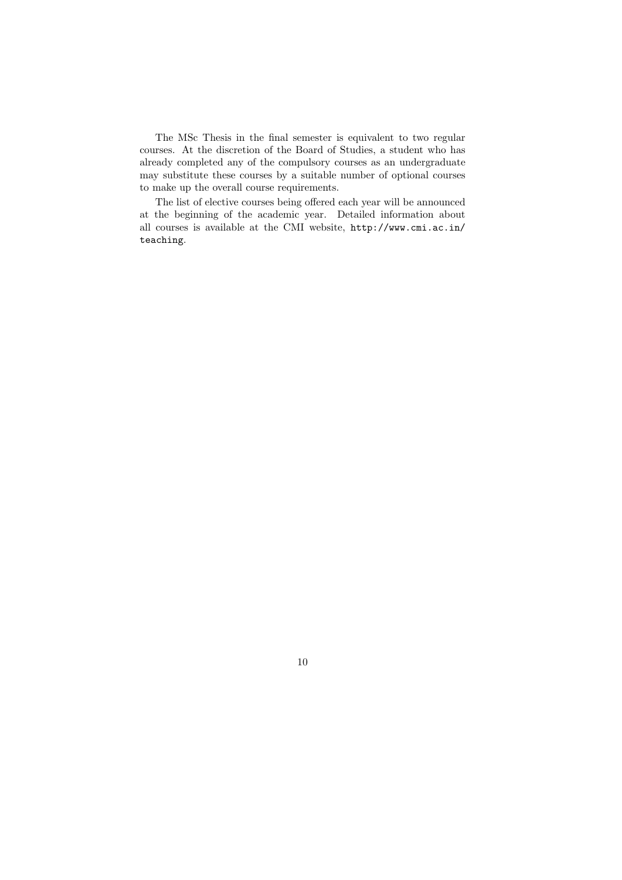The MSc Thesis in the final semester is equivalent to two regular courses. At the discretion of the Board of Studies, a student who has already completed any of the compulsory courses as an undergraduate may substitute these courses by a suitable number of optional courses to make up the overall course requirements.

The list of elective courses being offered each year will be announced at the beginning of the academic year. Detailed information about all courses is available at the CMI website, `http://www.cmi.ac.in/teaching`.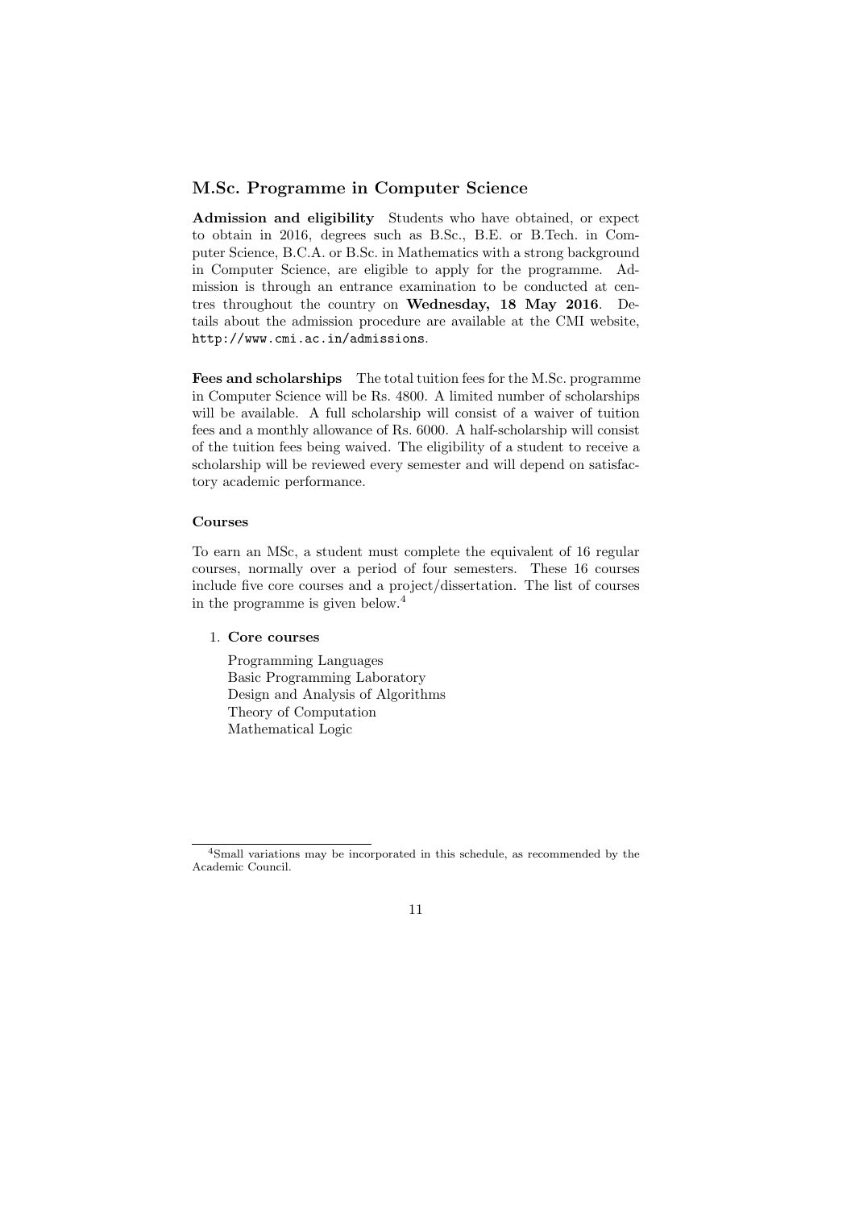## M.Sc. Programme in Computer Science

**Admission and eligibility** Students who have obtained, or expect to obtain in 2016, degrees such as B.Sc., B.E. or B.Tech. in Computer Science, B.C.A. or B.Sc. in Mathematics with a strong background in Computer Science, are eligible to apply for the programme. Admission is through an entrance examination to be conducted at centres throughout the country on **Wednesday, 18 May 2016**. Details about the admission procedure are available at the CMI website, `http://www.cmi.ac.in/admissions`.

**Fees and scholarships** The total tuition fees for the M.Sc. programme in Computer Science will be Rs. 4800. A limited number of scholarships will be available. A full scholarship will consist of a waiver of tuition fees and a monthly allowance of Rs. 6000. A half-scholarship will consist of the tuition fees being waived. The eligibility of a student to receive a scholarship will be reviewed every semester and will depend on satisfactory academic performance.

### Courses

To earn an MSc, a student must complete the equivalent of 16 regular courses, normally over a period of four semesters. These 16 courses include five core courses and a project/dissertation. The list of courses in the programme is given below.[4]

1. **Core courses**

   Programming Languages
   Basic Programming Laboratory
   Design and Analysis of Algorithms
   Theory of Computation
   Mathematical Logic

---

[4] Small variations may be incorporated in this schedule, as recommended by the Academic Council.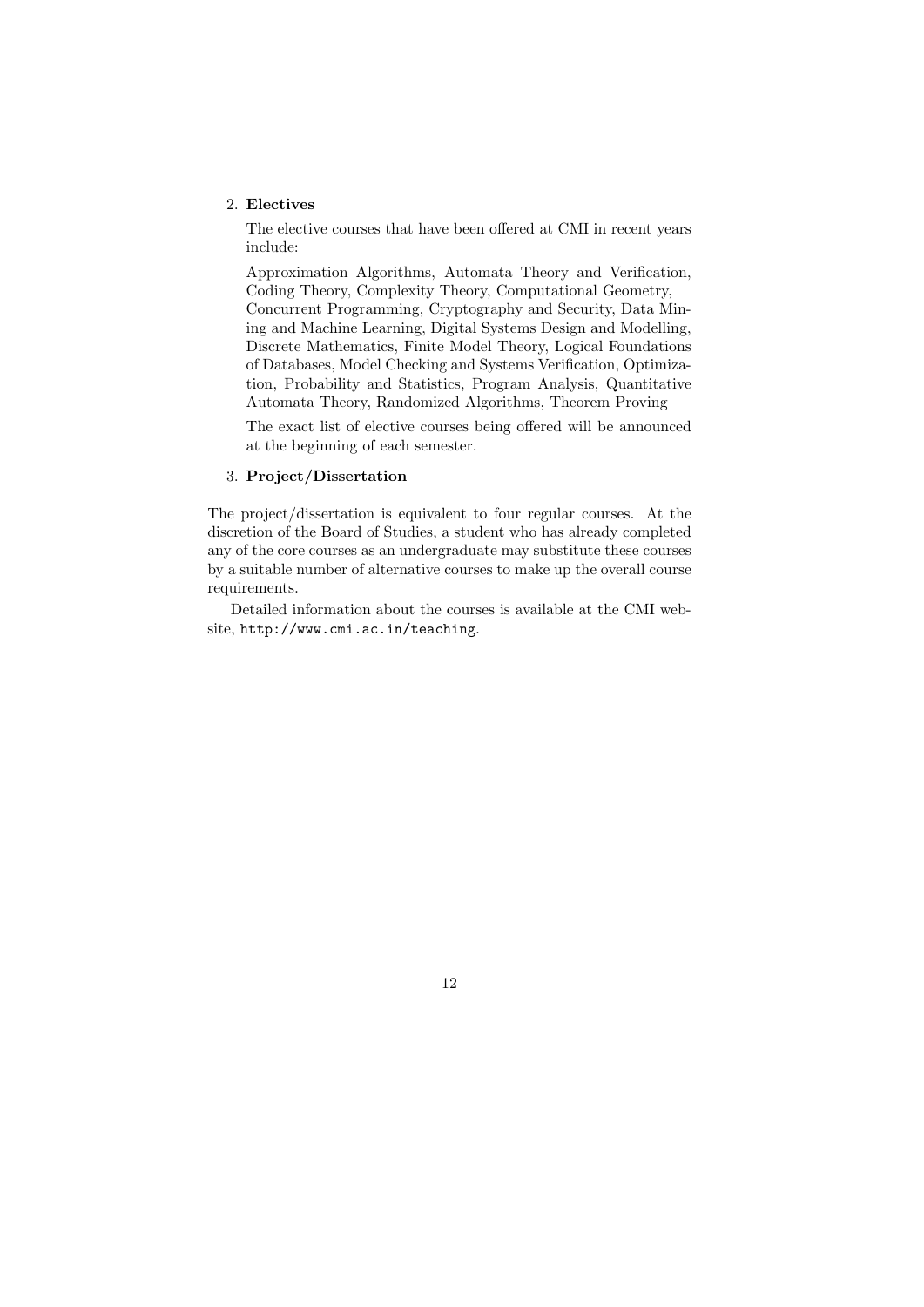2. **Electives**

   The elective courses that have been offered at CMI in recent years include:

   Approximation Algorithms, Automata Theory and Verification, Coding Theory, Complexity Theory, Computational Geometry, Concurrent Programming, Cryptography and Security, Data Mining and Machine Learning, Digital Systems Design and Modelling, Discrete Mathematics, Finite Model Theory, Logical Foundations of Databases, Model Checking and Systems Verification, Optimization, Probability and Statistics, Program Analysis, Quantitative Automata Theory, Randomized Algorithms, Theorem Proving

   The exact list of elective courses being offered will be announced at the beginning of each semester.

3. **Project/Dissertation**

The project/dissertation is equivalent to four regular courses. At the discretion of the Board of Studies, a student who has already completed any of the core courses as an undergraduate may substitute these courses by a suitable number of alternative courses to make up the overall course requirements.

Detailed information about the courses is available at the CMI website, `http://www.cmi.ac.in/teaching`.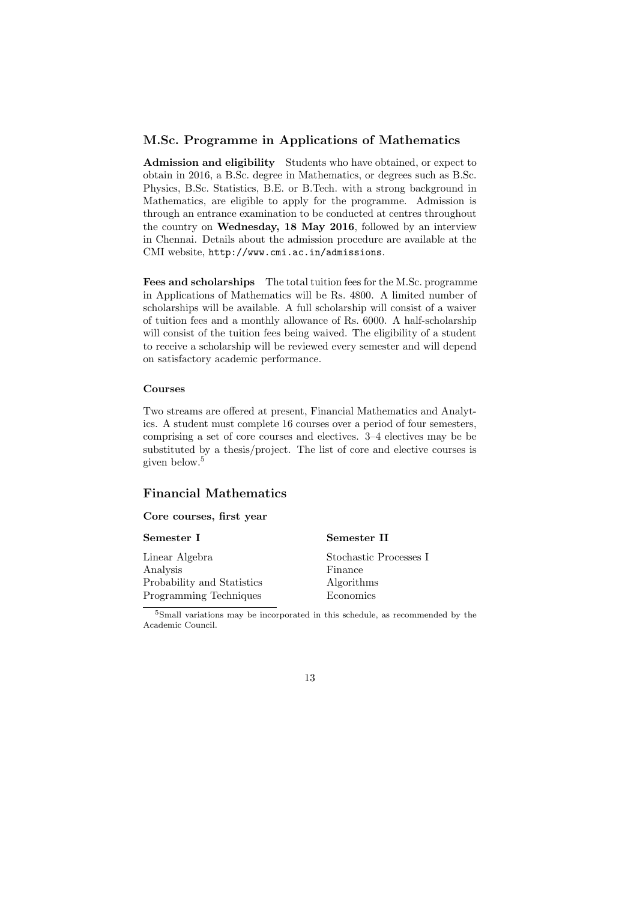## M.Sc. Programme in Applications of Mathematics

**Admission and eligibility** Students who have obtained, or expect to obtain in 2016, a B.Sc. degree in Mathematics, or degrees such as B.Sc. Physics, B.Sc. Statistics, B.E. or B.Tech. with a strong background in Mathematics, are eligible to apply for the programme. Admission is through an entrance examination to be conducted at centres throughout the country on **Wednesday, 18 May 2016**, followed by an interview in Chennai. Details about the admission procedure are available at the CMI website, `http://www.cmi.ac.in/admissions`.

**Fees and scholarships** The total tuition fees for the M.Sc. programme in Applications of Mathematics will be Rs. 4800. A limited number of scholarships will be available. A full scholarship will consist of a waiver of tuition fees and a monthly allowance of Rs. 6000. A half-scholarship will consist of the tuition fees being waived. The eligibility of a student to receive a scholarship will be reviewed every semester and will depend on satisfactory academic performance.

#### Courses

Two streams are offered at present, Financial Mathematics and Analytics. A student must complete 16 courses over a period of four semesters, comprising a set of core courses and electives. 3–4 electives may be be substituted by a thesis/project. The list of core and elective courses is given below.[5]

## Financial Mathematics

#### Core courses, first year

| Semester I | Semester II |
|---|---|
| Linear Algebra | Stochastic Processes I |
| Analysis | Finance |
| Probability and Statistics | Algorithms |
| Programming Techniques | Economics |

[5] Small variations may be incorporated in this schedule, as recommended by the Academic Council.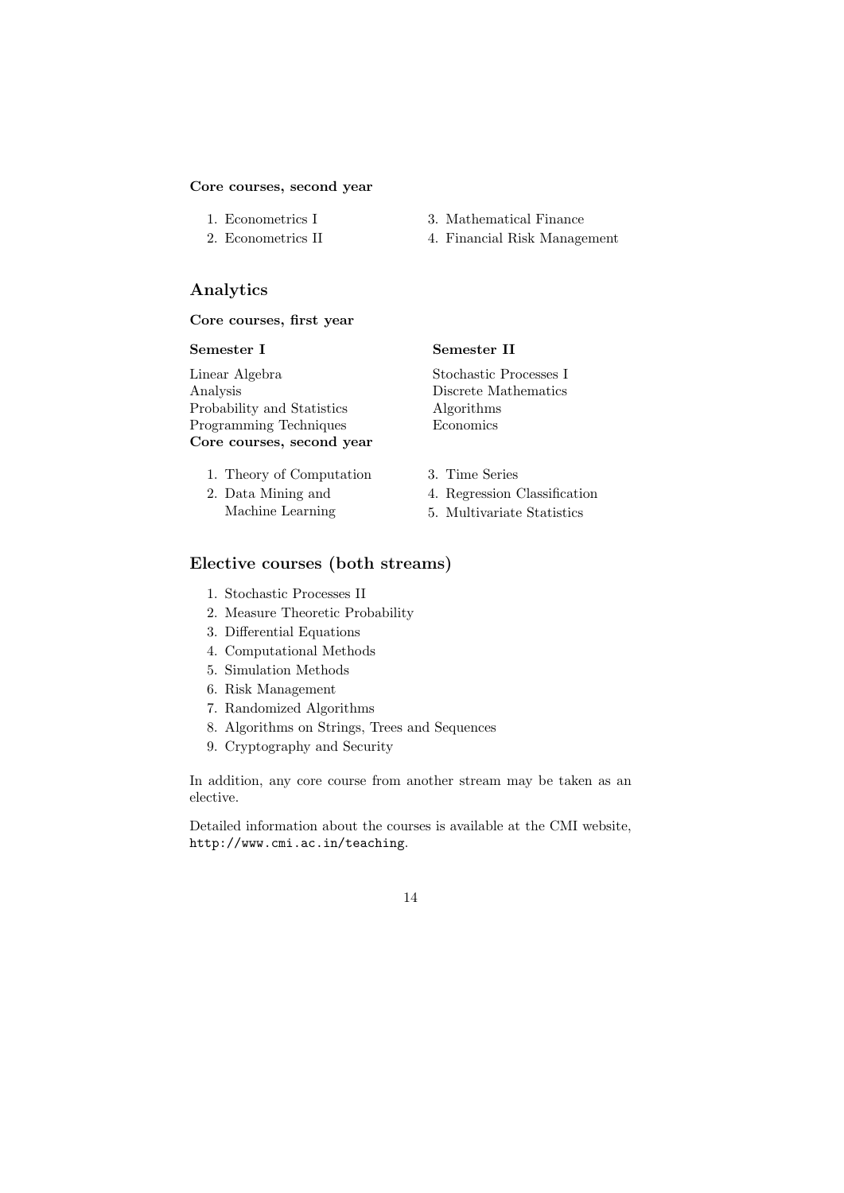**Core courses, second year**

1. Econometrics I
2. Econometrics II
3. Mathematical Finance
4. Financial Risk Management

## Analytics

**Core courses, first year**

**Semester I**

Linear Algebra
Analysis
Probability and Statistics
Programming Techniques

**Semester II**

Stochastic Processes I
Discrete Mathematics
Algorithms
Economics

**Core courses, second year**

1. Theory of Computation
2. Data Mining and Machine Learning
3. Time Series
4. Regression Classification
5. Multivariate Statistics

## Elective courses (both streams)

1. Stochastic Processes II
2. Measure Theoretic Probability
3. Differential Equations
4. Computational Methods
5. Simulation Methods
6. Risk Management
7. Randomized Algorithms
8. Algorithms on Strings, Trees and Sequences
9. Cryptography and Security

In addition, any core course from another stream may be taken as an elective.

Detailed information about the courses is available at the CMI website, `http://www.cmi.ac.in/teaching`.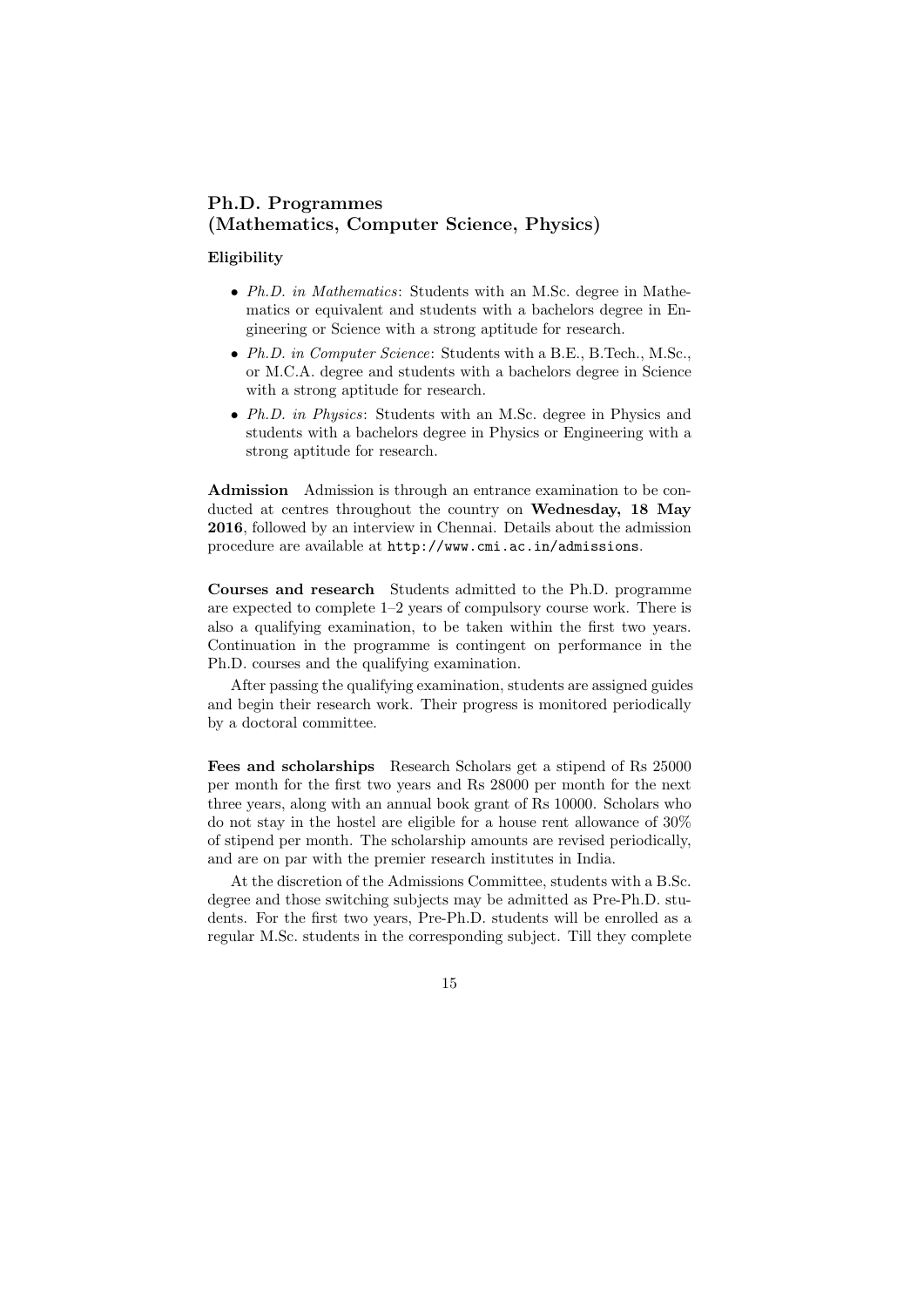## Ph.D. Programmes
## (Mathematics, Computer Science, Physics)

### Eligibility

- *Ph.D. in Mathematics*: Students with an M.Sc. degree in Mathematics or equivalent and students with a bachelors degree in Engineering or Science with a strong aptitude for research.
- *Ph.D. in Computer Science*: Students with a B.E., B.Tech., M.Sc., or M.C.A. degree and students with a bachelors degree in Science with a strong aptitude for research.
- *Ph.D. in Physics*: Students with an M.Sc. degree in Physics and students with a bachelors degree in Physics or Engineering with a strong aptitude for research.

**Admission** Admission is through an entrance examination to be conducted at centres throughout the country on **Wednesday, 18 May 2016**, followed by an interview in Chennai. Details about the admission procedure are available at `http://www.cmi.ac.in/admissions`.

**Courses and research** Students admitted to the Ph.D. programme are expected to complete 1–2 years of compulsory course work. There is also a qualifying examination, to be taken within the first two years. Continuation in the programme is contingent on performance in the Ph.D. courses and the qualifying examination.

After passing the qualifying examination, students are assigned guides and begin their research work. Their progress is monitored periodically by a doctoral committee.

**Fees and scholarships** Research Scholars get a stipend of Rs 25000 per month for the first two years and Rs 28000 per month for the next three years, along with an annual book grant of Rs 10000. Scholars who do not stay in the hostel are eligible for a house rent allowance of 30% of stipend per month. The scholarship amounts are revised periodically, and are on par with the premier research institutes in India.

At the discretion of the Admissions Committee, students with a B.Sc. degree and those switching subjects may be admitted as Pre-Ph.D. students. For the first two years, Pre-Ph.D. students will be enrolled as a regular M.Sc. students in the corresponding subject. Till they complete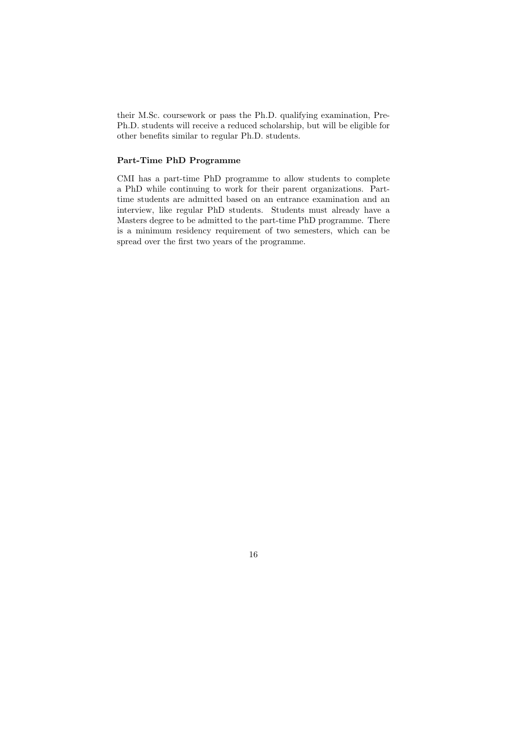their M.Sc. coursework or pass the Ph.D. qualifying examination, Pre-Ph.D. students will receive a reduced scholarship, but will be eligible for other benefits similar to regular Ph.D. students.

### Part-Time PhD Programme

CMI has a part-time PhD programme to allow students to complete a PhD while continuing to work for their parent organizations. Part-time students are admitted based on an entrance examination and an interview, like regular PhD students. Students must already have a Masters degree to be admitted to the part-time PhD programme. There is a minimum residency requirement of two semesters, which can be spread over the first two years of the programme.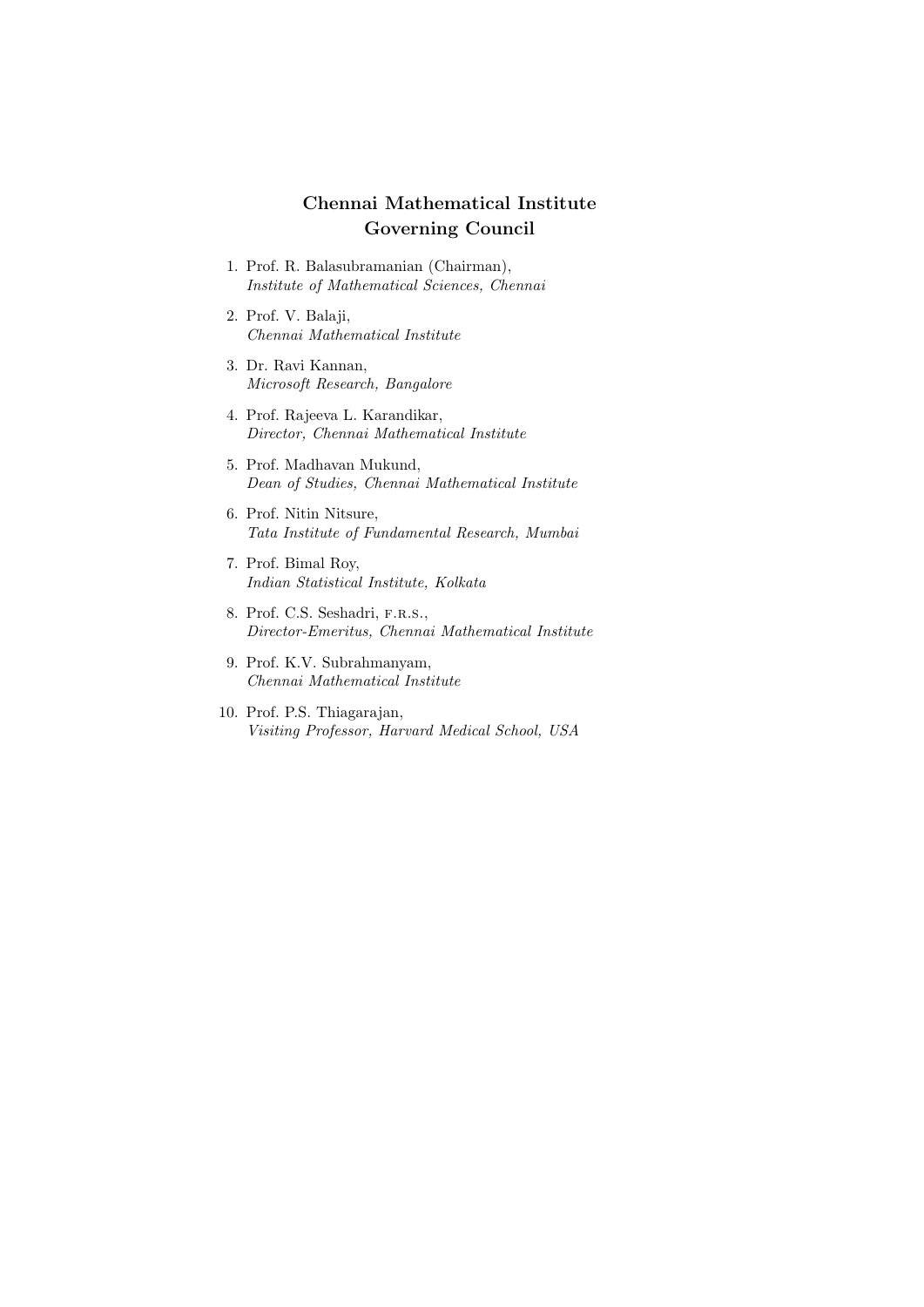## Chennai Mathematical Institute
## Governing Council

1. Prof. R. Balasubramanian (Chairman),
   *Institute of Mathematical Sciences, Chennai*
2. Prof. V. Balaji,
   *Chennai Mathematical Institute*
3. Dr. Ravi Kannan,
   *Microsoft Research, Bangalore*
4. Prof. Rajeeva L. Karandikar,
   *Director, Chennai Mathematical Institute*
5. Prof. Madhavan Mukund,
   *Dean of Studies, Chennai Mathematical Institute*
6. Prof. Nitin Nitsure,
   *Tata Institute of Fundamental Research, Mumbai*
7. Prof. Bimal Roy,
   *Indian Statistical Institute, Kolkata*
8. Prof. C.S. Seshadri, F.R.S.,
   *Director-Emeritus, Chennai Mathematical Institute*
9. Prof. K.V. Subrahmanyam,
   *Chennai Mathematical Institute*
10. Prof. P.S. Thiagarajan,
    *Visiting Professor, Harvard Medical School, USA*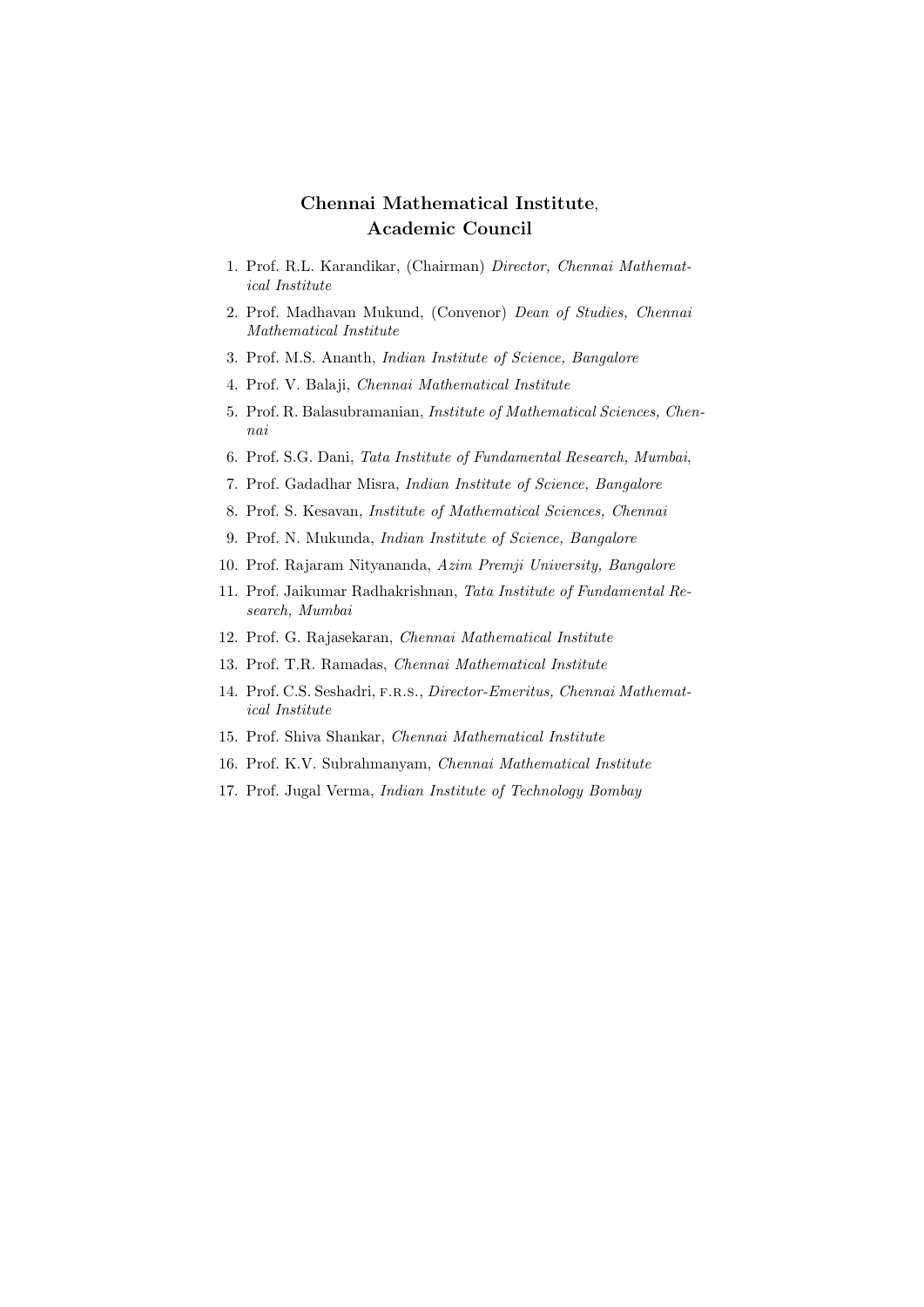## **Chennai Mathematical Institute**, **Academic Council**

1. Prof. R.L. Karandikar, (Chairman) *Director, Chennai Mathematical Institute*
2. Prof. Madhavan Mukund, (Convenor) *Dean of Studies, Chennai Mathematical Institute*
3. Prof. M.S. Ananth, *Indian Institute of Science, Bangalore*
4. Prof. V. Balaji, *Chennai Mathematical Institute*
5. Prof. R. Balasubramanian, *Institute of Mathematical Sciences, Chennai*
6. Prof. S.G. Dani, *Tata Institute of Fundamental Research, Mumbai*,
7. Prof. Gadadhar Misra, *Indian Institute of Science, Bangalore*
8. Prof. S. Kesavan, *Institute of Mathematical Sciences, Chennai*
9. Prof. N. Mukunda, *Indian Institute of Science, Bangalore*
10. Prof. Rajaram Nityananda, *Azim Premji University, Bangalore*
11. Prof. Jaikumar Radhakrishnan, *Tata Institute of Fundamental Research, Mumbai*
12. Prof. G. Rajasekaran, *Chennai Mathematical Institute*
13. Prof. T.R. Ramadas, *Chennai Mathematical Institute*
14. Prof. C.S. Seshadri, F.R.S., *Director-Emeritus, Chennai Mathematical Institute*
15. Prof. Shiva Shankar, *Chennai Mathematical Institute*
16. Prof. K.V. Subrahmanyam, *Chennai Mathematical Institute*
17. Prof. Jugal Verma, *Indian Institute of Technology Bombay*